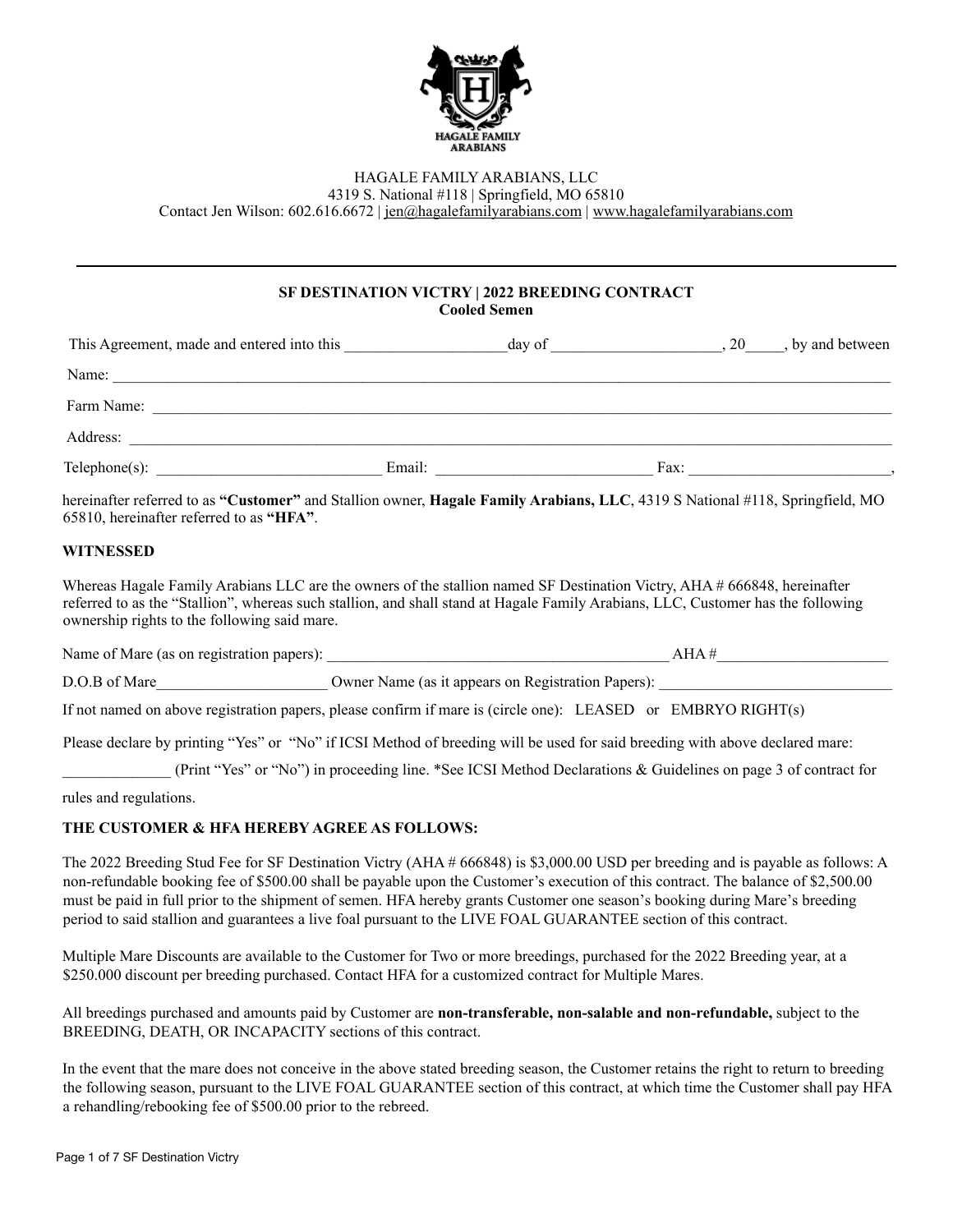HAGALE FAMILY ARABIANS, LLC
4319 S. National #118 | Springfield, MO 65810
Contact Jen Wilson: 602.616.6672 | jen@hagalefamilyarabians.com | www.hagalefamilyarabians.com

---

**SF DESTINATION VICTRY | 2022 BREEDING CONTRACT**
**Cooled Semen**

This Agreement, made and entered into this ____________________day of _____________________, 20_____, by and between

Name: ___________________________________________________________________________________________

Farm Name: _______________________________________________________________________________________

Address: _________________________________________________________________________________________

Telephone(s): _____________________________ Email: ____________________________ Fax: __________________________,

hereinafter referred to as **"Customer"** and Stallion owner, **Hagale Family Arabians, LLC**, 4319 S National #118, Springfield, MO 65810, hereinafter referred to as **"HFA"**.

**WITNESSED**

Whereas Hagale Family Arabians LLC are the owners of the stallion named SF Destination Victry, AHA # 666848, hereinafter referred to as the "Stallion", whereas such stallion, and shall stand at Hagale Family Arabians, LLC, Customer has the following ownership rights to the following said mare.

Name of Mare (as on registration papers): _____________________________________________ AHA #______________________

D.O.B of Mare______________________ Owner Name (as it appears on Registration Papers): ______________________________

If not named on above registration papers, please confirm if mare is (circle one): LEASED or EMBRYO RIGHT(s)

Please declare by printing "Yes" or "No" if ICSI Method of breeding will be used for said breeding with above declared mare:

______________ (Print "Yes" or "No") in proceeding line. *See ICSI Method Declarations & Guidelines on page 3 of contract for rules and regulations.

**THE CUSTOMER & HFA HEREBY AGREE AS FOLLOWS:**

The 2022 Breeding Stud Fee for SF Destination Victry (AHA # 666848) is $3,000.00 USD per breeding and is payable as follows: A non-refundable booking fee of $500.00 shall be payable upon the Customer's execution of this contract. The balance of $2,500.00 must be paid in full prior to the shipment of semen. HFA hereby grants Customer one season's booking during Mare's breeding period to said stallion and guarantees a live foal pursuant to the LIVE FOAL GUARANTEE section of this contract.

Multiple Mare Discounts are available to the Customer for Two or more breedings, purchased for the 2022 Breeding year, at a $250.000 discount per breeding purchased. Contact HFA for a customized contract for Multiple Mares.

All breedings purchased and amounts paid by Customer are **non-transferable, non-salable and non-refundable,** subject to the BREEDING, DEATH, OR INCAPACITY sections of this contract.

In the event that the mare does not conceive in the above stated breeding season, the Customer retains the right to return to breeding the following season, pursuant to the LIVE FOAL GUARANTEE section of this contract, at which time the Customer shall pay HFA a rehandling/rebooking fee of $500.00 prior to the rebreed.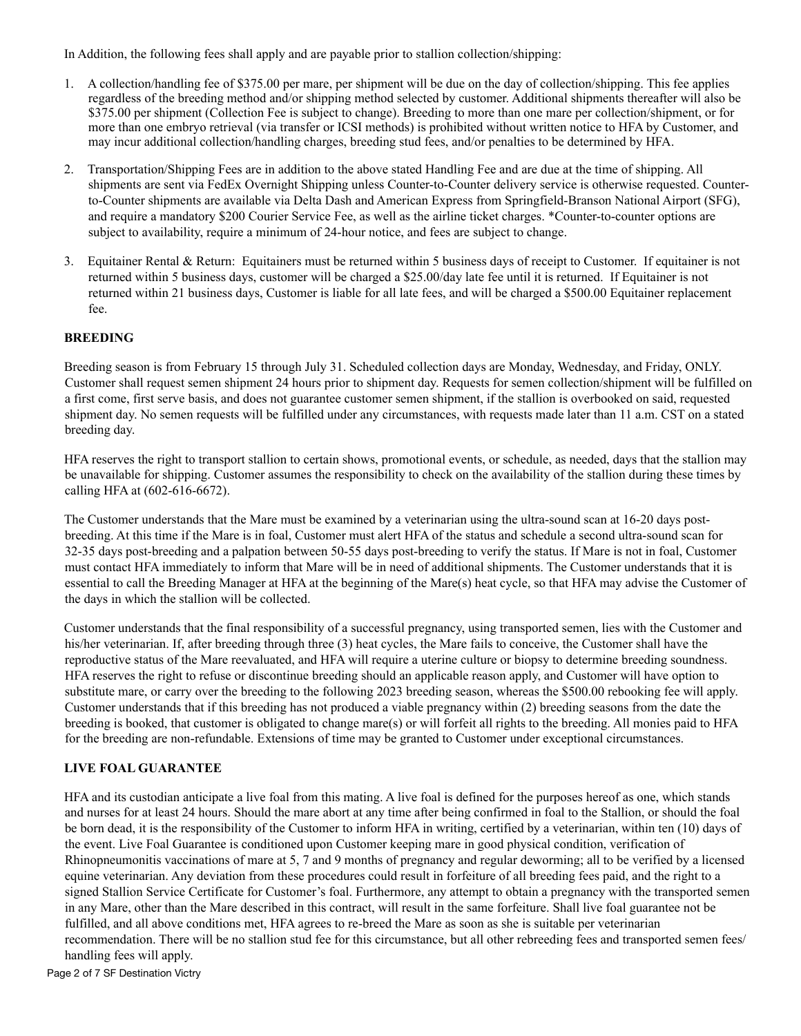In Addition, the following fees shall apply and are payable prior to stallion collection/shipping:

1. A collection/handling fee of $375.00 per mare, per shipment will be due on the day of collection/shipping. This fee applies regardless of the breeding method and/or shipping method selected by customer. Additional shipments thereafter will also be $375.00 per shipment (Collection Fee is subject to change). Breeding to more than one mare per collection/shipment, or for more than one embryo retrieval (via transfer or ICSI methods) is prohibited without written notice to HFA by Customer, and may incur additional collection/handling charges, breeding stud fees, and/or penalties to be determined by HFA.

2. Transportation/Shipping Fees are in addition to the above stated Handling Fee and are due at the time of shipping. All shipments are sent via FedEx Overnight Shipping unless Counter-to-Counter delivery service is otherwise requested. Counter-to-Counter shipments are available via Delta Dash and American Express from Springfield-Branson National Airport (SFG), and require a mandatory $200 Courier Service Fee, as well as the airline ticket charges. *Counter-to-counter options are subject to availability, require a minimum of 24-hour notice, and fees are subject to change.

3. Equitainer Rental & Return: Equitainers must be returned within 5 business days of receipt to Customer. If equitainer is not returned within 5 business days, customer will be charged a $25.00/day late fee until it is returned. If Equitainer is not returned within 21 business days, Customer is liable for all late fees, and will be charged a $500.00 Equitainer replacement fee.

### BREEDING

Breeding season is from February 15 through July 31. Scheduled collection days are Monday, Wednesday, and Friday, ONLY. Customer shall request semen shipment 24 hours prior to shipment day. Requests for semen collection/shipment will be fulfilled on a first come, first serve basis, and does not guarantee customer semen shipment, if the stallion is overbooked on said, requested shipment day. No semen requests will be fulfilled under any circumstances, with requests made later than 11 a.m. CST on a stated breeding day.

HFA reserves the right to transport stallion to certain shows, promotional events, or schedule, as needed, days that the stallion may be unavailable for shipping. Customer assumes the responsibility to check on the availability of the stallion during these times by calling HFA at (602-616-6672).

The Customer understands that the Mare must be examined by a veterinarian using the ultra-sound scan at 16-20 days post-breeding. At this time if the Mare is in foal, Customer must alert HFA of the status and schedule a second ultra-sound scan for 32-35 days post-breeding and a palpation between 50-55 days post-breeding to verify the status. If Mare is not in foal, Customer must contact HFA immediately to inform that Mare will be in need of additional shipments. The Customer understands that it is essential to call the Breeding Manager at HFA at the beginning of the Mare(s) heat cycle, so that HFA may advise the Customer of the days in which the stallion will be collected.

Customer understands that the final responsibility of a successful pregnancy, using transported semen, lies with the Customer and his/her veterinarian. If, after breeding through three (3) heat cycles, the Mare fails to conceive, the Customer shall have the reproductive status of the Mare reevaluated, and HFA will require a uterine culture or biopsy to determine breeding soundness. HFA reserves the right to refuse or discontinue breeding should an applicable reason apply, and Customer will have option to substitute mare, or carry over the breeding to the following 2023 breeding season, whereas the $500.00 rebooking fee will apply. Customer understands that if this breeding has not produced a viable pregnancy within (2) breeding seasons from the date the breeding is booked, that customer is obligated to change mare(s) or will forfeit all rights to the breeding. All monies paid to HFA for the breeding are non-refundable. Extensions of time may be granted to Customer under exceptional circumstances.

### LIVE FOAL GUARANTEE

HFA and its custodian anticipate a live foal from this mating. A live foal is defined for the purposes hereof as one, which stands and nurses for at least 24 hours. Should the mare abort at any time after being confirmed in foal to the Stallion, or should the foal be born dead, it is the responsibility of the Customer to inform HFA in writing, certified by a veterinarian, within ten (10) days of the event. Live Foal Guarantee is conditioned upon Customer keeping mare in good physical condition, verification of Rhinopneumonitis vaccinations of mare at 5, 7 and 9 months of pregnancy and regular deworming; all to be verified by a licensed equine veterinarian. Any deviation from these procedures could result in forfeiture of all breeding fees paid, and the right to a signed Stallion Service Certificate for Customer's foal. Furthermore, any attempt to obtain a pregnancy with the transported semen in any Mare, other than the Mare described in this contract, will result in the same forfeiture. Shall live foal guarantee not be fulfilled, and all above conditions met, HFA agrees to re-breed the Mare as soon as she is suitable per veterinarian recommendation. There will be no stallion stud fee for this circumstance, but all other rebreeding fees and transported semen fees/handling fees will apply.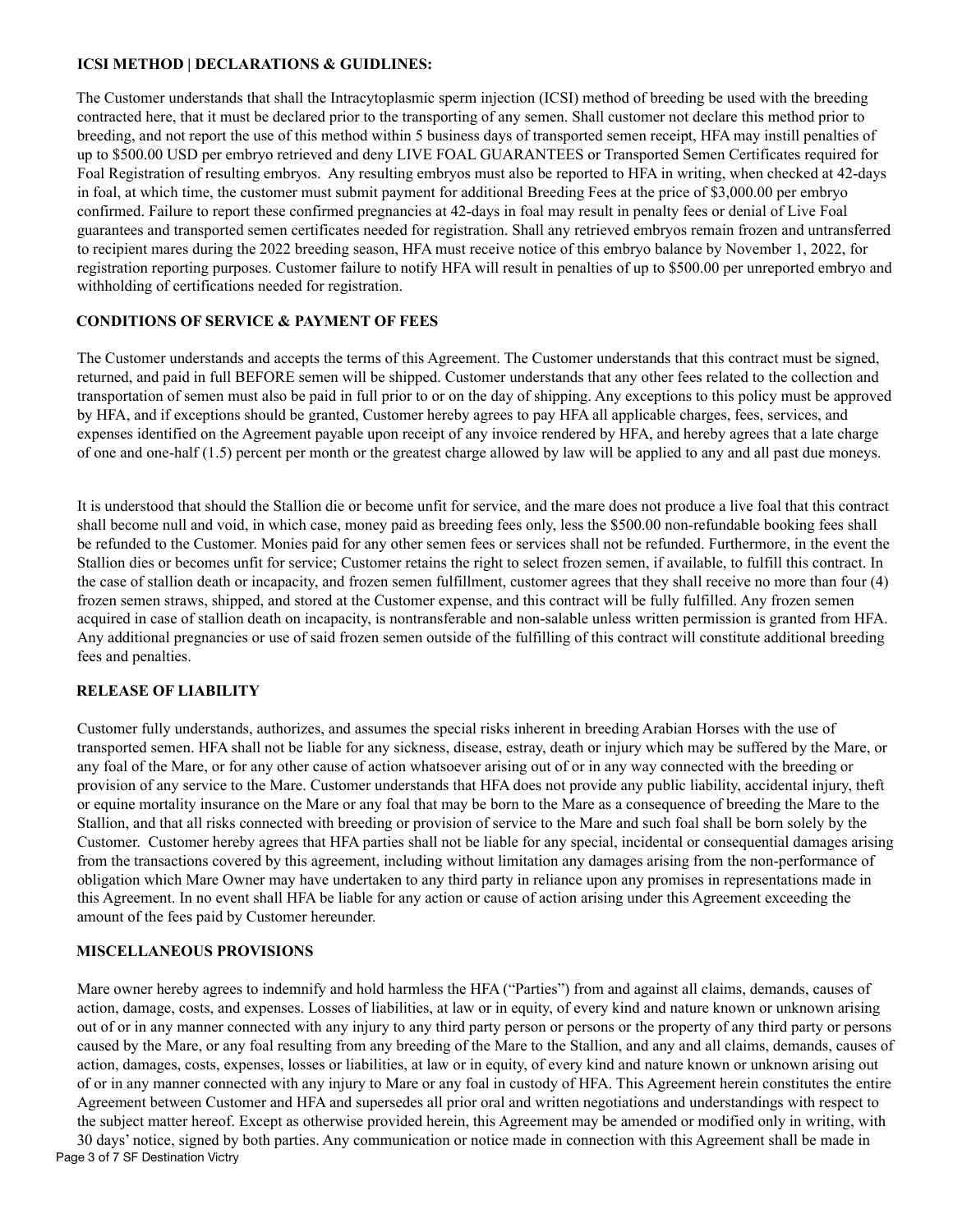## ICSI METHOD | DECLARATIONS & GUIDLINES:

The Customer understands that shall the Intracytoplasmic sperm injection (ICSI) method of breeding be used with the breeding contracted here, that it must be declared prior to the transporting of any semen. Shall customer not declare this method prior to breeding, and not report the use of this method within 5 business days of transported semen receipt, HFA may instill penalties of up to $500.00 USD per embryo retrieved and deny LIVE FOAL GUARANTEES or Transported Semen Certificates required for Foal Registration of resulting embryos. Any resulting embryos must also be reported to HFA in writing, when checked at 42-days in foal, at which time, the customer must submit payment for additional Breeding Fees at the price of $3,000.00 per embryo confirmed. Failure to report these confirmed pregnancies at 42-days in foal may result in penalty fees or denial of Live Foal guarantees and transported semen certificates needed for registration. Shall any retrieved embryos remain frozen and untransferred to recipient mares during the 2022 breeding season, HFA must receive notice of this embryo balance by November 1, 2022, for registration reporting purposes. Customer failure to notify HFA will result in penalties of up to $500.00 per unreported embryo and withholding of certifications needed for registration.

## CONDITIONS OF SERVICE & PAYMENT OF FEES

The Customer understands and accepts the terms of this Agreement. The Customer understands that this contract must be signed, returned, and paid in full BEFORE semen will be shipped. Customer understands that any other fees related to the collection and transportation of semen must also be paid in full prior to or on the day of shipping. Any exceptions to this policy must be approved by HFA, and if exceptions should be granted, Customer hereby agrees to pay HFA all applicable charges, fees, services, and expenses identified on the Agreement payable upon receipt of any invoice rendered by HFA, and hereby agrees that a late charge of one and one-half (1.5) percent per month or the greatest charge allowed by law will be applied to any and all past due moneys.

It is understood that should the Stallion die or become unfit for service, and the mare does not produce a live foal that this contract shall become null and void, in which case, money paid as breeding fees only, less the $500.00 non-refundable booking fees shall be refunded to the Customer. Monies paid for any other semen fees or services shall not be refunded. Furthermore, in the event the Stallion dies or becomes unfit for service; Customer retains the right to select frozen semen, if available, to fulfill this contract. In the case of stallion death or incapacity, and frozen semen fulfillment, customer agrees that they shall receive no more than four (4) frozen semen straws, shipped, and stored at the Customer expense, and this contract will be fully fulfilled. Any frozen semen acquired in case of stallion death on incapacity, is nontransferable and non-salable unless written permission is granted from HFA. Any additional pregnancies or use of said frozen semen outside of the fulfilling of this contract will constitute additional breeding fees and penalties.

## RELEASE OF LIABILITY

Customer fully understands, authorizes, and assumes the special risks inherent in breeding Arabian Horses with the use of transported semen. HFA shall not be liable for any sickness, disease, estray, death or injury which may be suffered by the Mare, or any foal of the Mare, or for any other cause of action whatsoever arising out of or in any way connected with the breeding or provision of any service to the Mare. Customer understands that HFA does not provide any public liability, accidental injury, theft or equine mortality insurance on the Mare or any foal that may be born to the Mare as a consequence of breeding the Mare to the Stallion, and that all risks connected with breeding or provision of service to the Mare and such foal shall be born solely by the Customer. Customer hereby agrees that HFA parties shall not be liable for any special, incidental or consequential damages arising from the transactions covered by this agreement, including without limitation any damages arising from the non-performance of obligation which Mare Owner may have undertaken to any third party in reliance upon any promises in representations made in this Agreement. In no event shall HFA be liable for any action or cause of action arising under this Agreement exceeding the amount of the fees paid by Customer hereunder.

## MISCELLANEOUS PROVISIONS

Mare owner hereby agrees to indemnify and hold harmless the HFA ("Parties") from and against all claims, demands, causes of action, damage, costs, and expenses. Losses of liabilities, at law or in equity, of every kind and nature known or unknown arising out of or in any manner connected with any injury to any third party person or persons or the property of any third party or persons caused by the Mare, or any foal resulting from any breeding of the Mare to the Stallion, and any and all claims, demands, causes of action, damages, costs, expenses, losses or liabilities, at law or in equity, of every kind and nature known or unknown arising out of or in any manner connected with any injury to Mare or any foal in custody of HFA. This Agreement herein constitutes the entire Agreement between Customer and HFA and supersedes all prior oral and written negotiations and understandings with respect to the subject matter hereof. Except as otherwise provided herein, this Agreement may be amended or modified only in writing, with 30 days' notice, signed by both parties. Any communication or notice made in connection with this Agreement shall be made in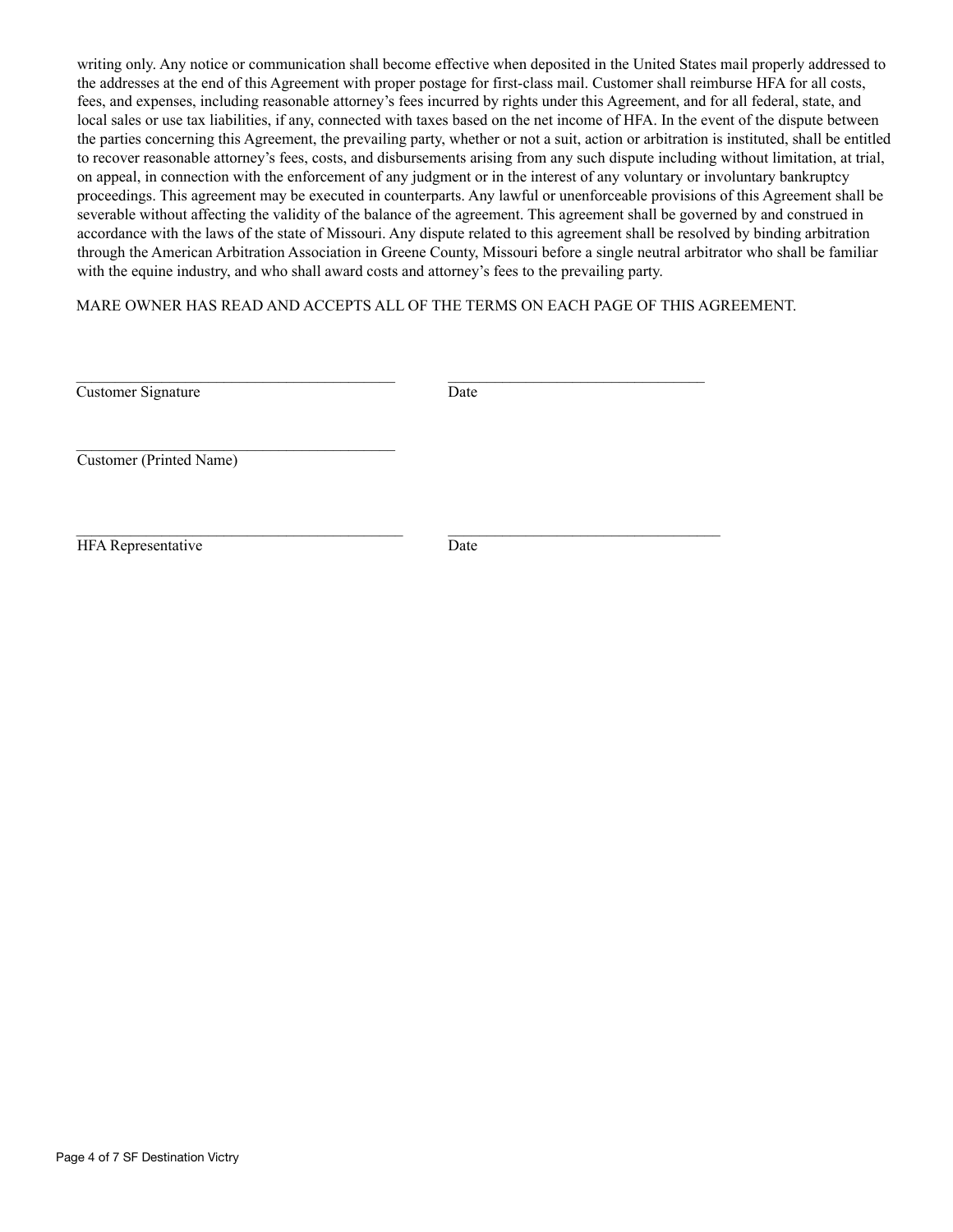writing only. Any notice or communication shall become effective when deposited in the United States mail properly addressed to the addresses at the end of this Agreement with proper postage for first-class mail. Customer shall reimburse HFA for all costs, fees, and expenses, including reasonable attorney's fees incurred by rights under this Agreement, and for all federal, state, and local sales or use tax liabilities, if any, connected with taxes based on the net income of HFA. In the event of the dispute between the parties concerning this Agreement, the prevailing party, whether or not a suit, action or arbitration is instituted, shall be entitled to recover reasonable attorney's fees, costs, and disbursements arising from any such dispute including without limitation, at trial, on appeal, in connection with the enforcement of any judgment or in the interest of any voluntary or involuntary bankruptcy proceedings. This agreement may be executed in counterparts. Any lawful or unenforceable provisions of this Agreement shall be severable without affecting the validity of the balance of the agreement. This agreement shall be governed by and construed in accordance with the laws of the state of Missouri. Any dispute related to this agreement shall be resolved by binding arbitration through the American Arbitration Association in Greene County, Missouri before a single neutral arbitrator who shall be familiar with the equine industry, and who shall award costs and attorney's fees to the prevailing party.

MARE OWNER HAS READ AND ACCEPTS ALL OF THE TERMS ON EACH PAGE OF THIS AGREEMENT.

\_\_\_\_\_\_\_\_\_\_\_\_\_\_\_\_\_\_\_\_\_\_\_\_\_\_\_\_\_\_\_\_\_\_\_\_\_\_\_\_ \_\_\_\_\_\_\_\_\_\_\_\_\_\_\_\_\_\_\_\_\_\_\_\_\_\_\_\_\_\_\_\_\_
Customer Signature Date

\_\_\_\_\_\_\_\_\_\_\_\_\_\_\_\_\_\_\_\_\_\_\_\_\_\_\_\_\_\_\_\_\_\_\_\_\_\_\_\_
Customer (Printed Name)

\_\_\_\_\_\_\_\_\_\_\_\_\_\_\_\_\_\_\_\_\_\_\_\_\_\_\_\_\_\_\_\_\_\_\_\_\_\_\_\_ \_\_\_\_\_\_\_\_\_\_\_\_\_\_\_\_\_\_\_\_\_\_\_\_\_\_\_\_\_\_\_\_\_\_\_
HFA Representative Date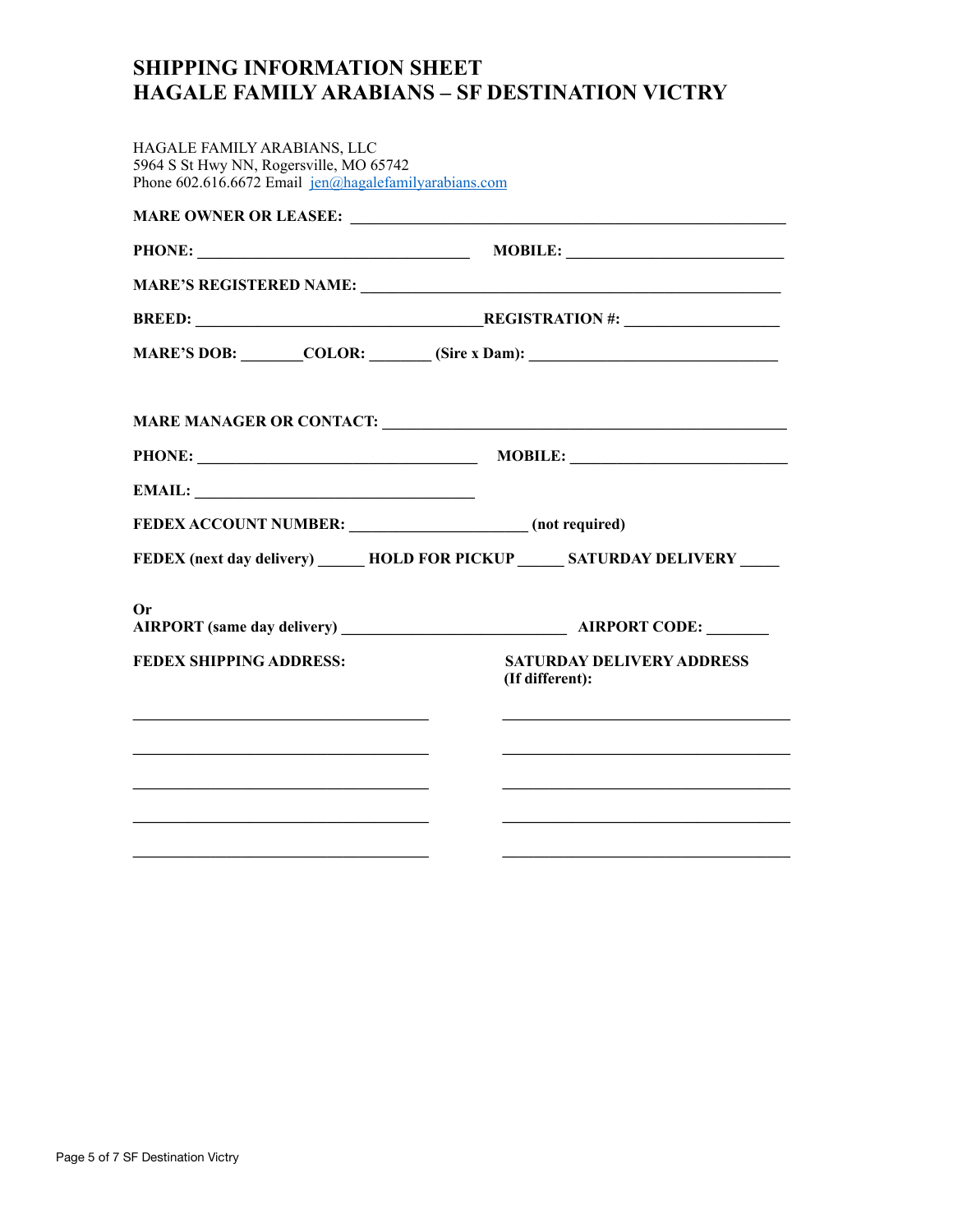# SHIPPING INFORMATION SHEET
# HAGALE FAMILY ARABIANS – SF DESTINATION VICTRY

HAGALE FAMILY ARABIANS, LLC
5964 S St Hwy NN, Rogersville, MO 65742
Phone 602.616.6672 Email jen@hagalefamilyarabians.com

**MARE OWNER OR LEASEE:** ____________________________________________________________

**PHONE:** ______________________________________ **MOBILE:** ______________________________

**MARE'S REGISTERED NAME:** __________________________________________________________

**BREED:** _________________________________________**REGISTRATION #:** _____________________

**MARE'S DOB:** ________**COLOR:** ________ **(Sire x Dam):** _________________________________

**MARE MANAGER OR CONTACT:** _______________________________________________________

**PHONE:** _______________________________________ **MOBILE:** ______________________________

**EMAIL:** _______________________________________

**FEDEX ACCOUNT NUMBER:** ______________________ **(not required)**

**FEDEX (next day delivery)** ______ **HOLD FOR PICKUP** ______ **SATURDAY DELIVERY** _____

**Or**
**AIRPORT (same day delivery)** ____________________________ **AIRPORT CODE:** ________

**FEDEX SHIPPING ADDRESS:**

_________________________________________

_________________________________________

_________________________________________

_________________________________________

_________________________________________

**SATURDAY DELIVERY ADDRESS (If different):**

_________________________________________

_________________________________________

_________________________________________

_________________________________________

_________________________________________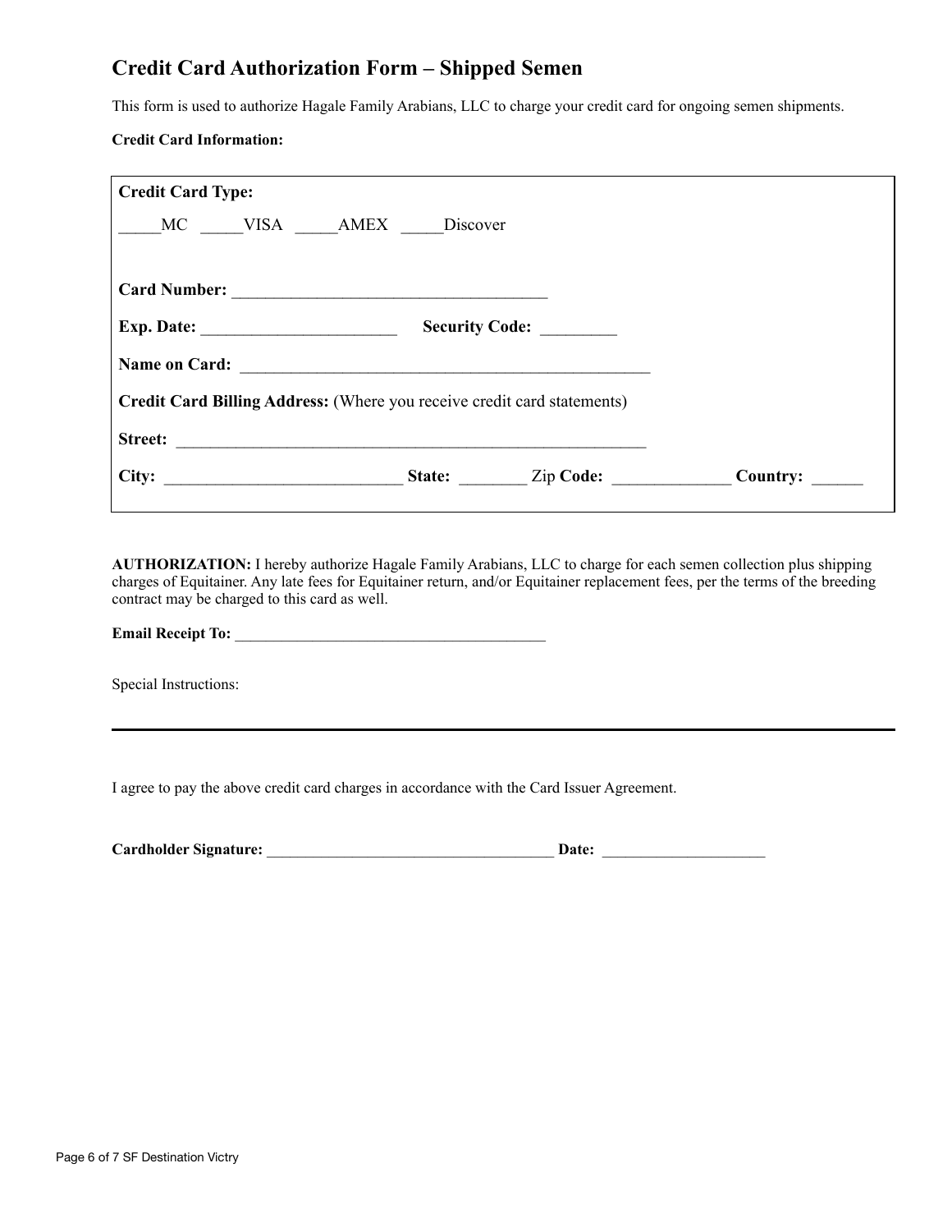## Credit Card Authorization Form – Shipped Semen

This form is used to authorize Hagale Family Arabians, LLC to charge your credit card for ongoing semen shipments.

**Credit Card Information:**

**Credit Card Type:**

_____MC _____VISA _____AMEX _____Discover

**Card Number:** ____________________________________

**Exp. Date:** ______________________ **Security Code:** _________

**Name on Card:** _______________________________________________

**Credit Card Billing Address:** (Where you receive credit card statements)

**Street:** ______________________________________________________

**City:** ___________________________ **State:** ________ Zip **Code:** _____________ **Country:** ______

**AUTHORIZATION:** I hereby authorize Hagale Family Arabians, LLC to charge for each semen collection plus shipping charges of Equitainer. Any late fees for Equitainer return, and/or Equitainer replacement fees, per the terms of the breeding contract may be charged to this card as well.

**Email Receipt To:** ________________________________________

Special Instructions:

---

I agree to pay the above credit card charges in accordance with the Card Issuer Agreement.

**Cardholder Signature:** _____________________________________ **Date:** ____________________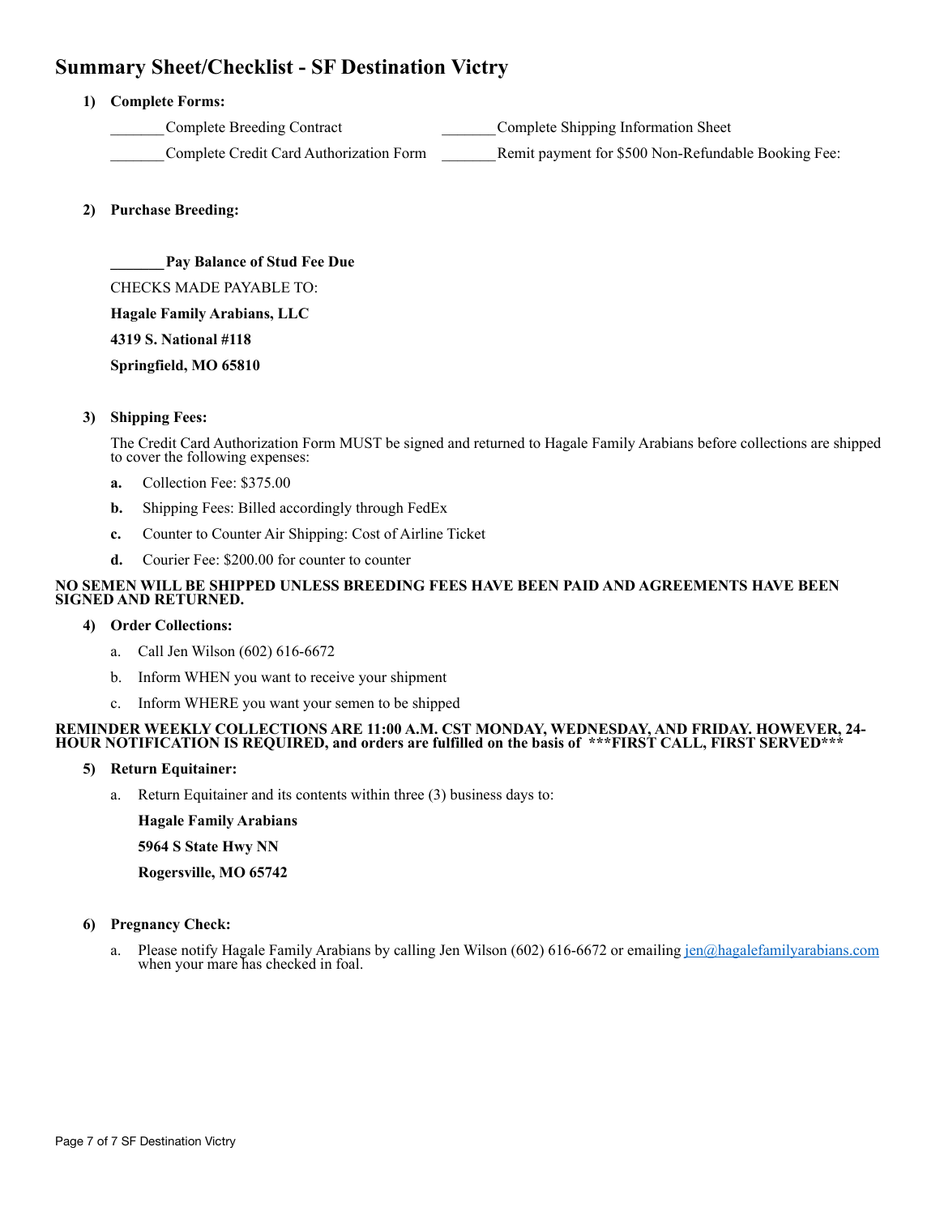## Summary Sheet/Checklist - SF Destination Victry

1) **Complete Forms:**

   _______Complete Breeding Contract

   _______Complete Shipping Information Sheet

   _______Complete Credit Card Authorization Form

   _______Remit payment for $500 Non-Refundable Booking Fee:

2) **Purchase Breeding:**

   **_______Pay Balance of Stud Fee Due**

   CHECKS MADE PAYABLE TO:

   **Hagale Family Arabians, LLC**

   **4319 S. National #118**

   **Springfield, MO 65810**

3) **Shipping Fees:**

   The Credit Card Authorization Form MUST be signed and returned to Hagale Family Arabians before collections are shipped to cover the following expenses:

   **a.** Collection Fee: $375.00

   **b.** Shipping Fees: Billed accordingly through FedEx

   **c.** Counter to Counter Air Shipping: Cost of Airline Ticket

   **d.** Courier Fee: $200.00 for counter to counter

**NO SEMEN WILL BE SHIPPED UNLESS BREEDING FEES HAVE BEEN PAID AND AGREEMENTS HAVE BEEN SIGNED AND RETURNED.**

4) **Order Collections:**

   a. Call Jen Wilson (602) 616-6672

   b. Inform WHEN you want to receive your shipment

   c. Inform WHERE you want your semen to be shipped

**REMINDER WEEKLY COLLECTIONS ARE 11:00 A.M. CST MONDAY, WEDNESDAY, AND FRIDAY. HOWEVER, 24-HOUR NOTIFICATION IS REQUIRED, and orders are fulfilled on the basis of \*\*\*FIRST CALL, FIRST SERVED\*\*\***

5) **Return Equitainer:**

   a. Return Equitainer and its contents within three (3) business days to:

   **Hagale Family Arabians**

   **5964 S State Hwy NN**

   **Rogersville, MO 65742**

6) **Pregnancy Check:**

   a. Please notify Hagale Family Arabians by calling Jen Wilson (602) 616-6672 or emailing jen@hagalefamilyarabians.com when your mare has checked in foal.